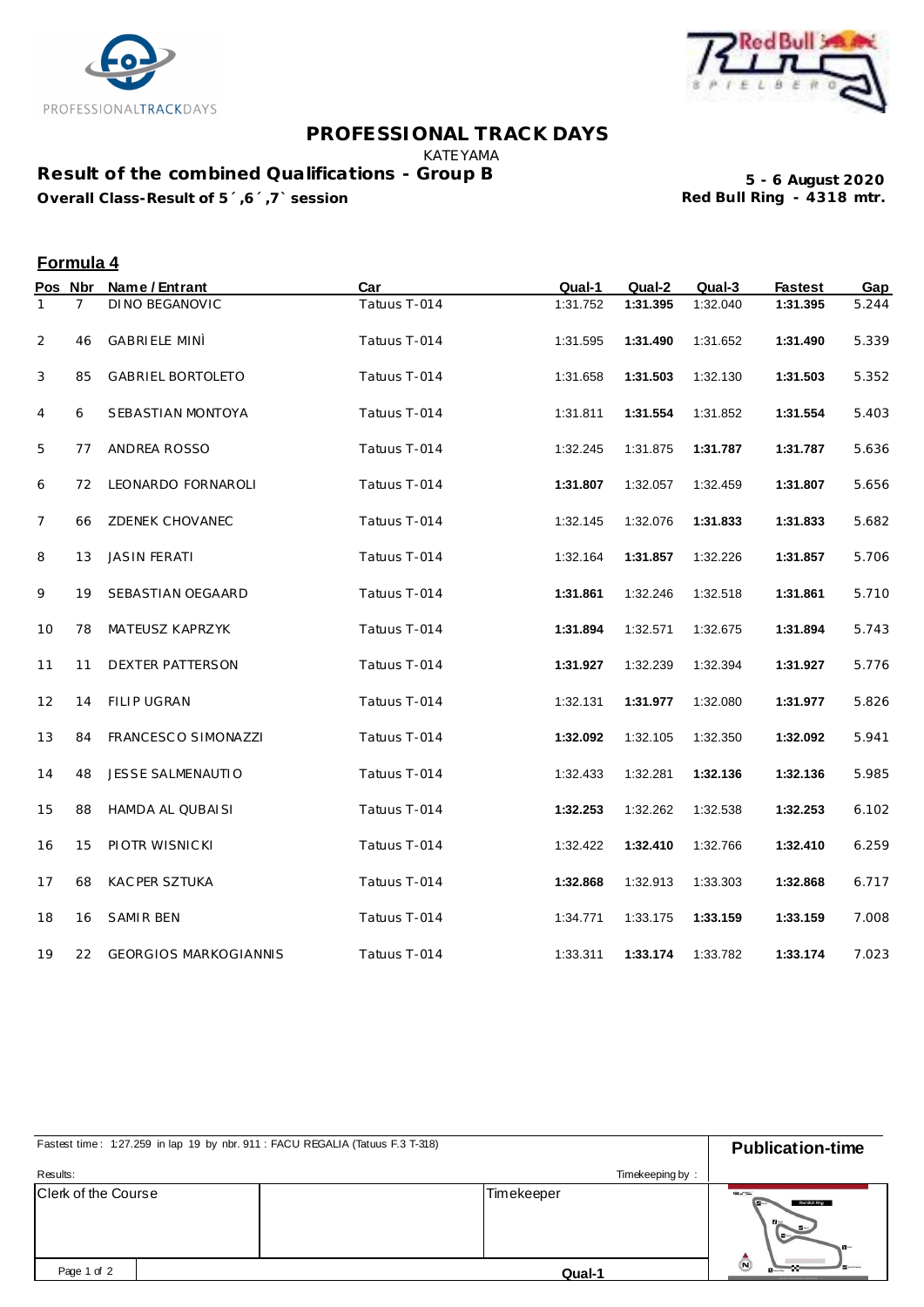# PROFESSIONAL TRACK DAYS

KATEYAMA

**Result of the combined Qualifications - Group B**

**Overall Class-Result of 5´,6´,7` session**

**5 - 6 August 2020**
**Red Bull Ring - 4318 mtr.**

## Formula 4

| Pos | Nbr | Name / Entrant | Car | Qual-1 | Qual-2 | Qual-3 | Fastest | Gap |
|---|---|---|---|---|---|---|---|---|
| 1 | 7 | DINO BEGANOVIC | Tatuus T-014 | 1:31.752 | **1:31.395** | 1:32.040 | **1:31.395** | 5.244 |
| 2 | 46 | GABRIELE MINÌ | Tatuus T-014 | 1:31.595 | **1:31.490** | 1:31.652 | **1:31.490** | 5.339 |
| 3 | 85 | GABRIEL BORTOLETO | Tatuus T-014 | 1:31.658 | **1:31.503** | 1:32.130 | **1:31.503** | 5.352 |
| 4 | 6 | SEBASTIAN MONTOYA | Tatuus T-014 | 1:31.811 | **1:31.554** | 1:31.852 | **1:31.554** | 5.403 |
| 5 | 77 | ANDREA ROSSO | Tatuus T-014 | 1:32.245 | 1:31.875 | **1:31.787** | **1:31.787** | 5.636 |
| 6 | 72 | LEONARDO FORNAROLI | Tatuus T-014 | **1:31.807** | 1:32.057 | 1:32.459 | **1:31.807** | 5.656 |
| 7 | 66 | ZDENEK CHOVANEC | Tatuus T-014 | 1:32.145 | 1:32.076 | **1:31.833** | **1:31.833** | 5.682 |
| 8 | 13 | JASIN FERATI | Tatuus T-014 | 1:32.164 | **1:31.857** | 1:32.226 | **1:31.857** | 5.706 |
| 9 | 19 | SEBASTIAN OEGAARD | Tatuus T-014 | **1:31.861** | 1:32.246 | 1:32.518 | **1:31.861** | 5.710 |
| 10 | 78 | MATEUSZ KAPRZYK | Tatuus T-014 | **1:31.894** | 1:32.571 | 1:32.675 | **1:31.894** | 5.743 |
| 11 | 11 | DEXTER PATTERSON | Tatuus T-014 | **1:31.927** | 1:32.239 | 1:32.394 | **1:31.927** | 5.776 |
| 12 | 14 | FILIP UGRAN | Tatuus T-014 | 1:32.131 | **1:31.977** | 1:32.080 | **1:31.977** | 5.826 |
| 13 | 84 | FRANCESCO SIMONAZZI | Tatuus T-014 | **1:32.092** | 1:32.105 | 1:32.350 | **1:32.092** | 5.941 |
| 14 | 48 | JESSE SALMENAUTIO | Tatuus T-014 | 1:32.433 | 1:32.281 | **1:32.136** | **1:32.136** | 5.985 |
| 15 | 88 | HAMDA AL QUBAISI | Tatuus T-014 | **1:32.253** | 1:32.262 | 1:32.538 | **1:32.253** | 6.102 |
| 16 | 15 | PIOTR WISNICKI | Tatuus T-014 | 1:32.422 | **1:32.410** | 1:32.766 | **1:32.410** | 6.259 |
| 17 | 68 | KACPER SZTUKA | Tatuus T-014 | **1:32.868** | 1:32.913 | 1:33.303 | **1:32.868** | 6.717 |
| 18 | 16 | SAMIR BEN | Tatuus T-014 | 1:34.771 | 1:33.175 | **1:33.159** | **1:33.159** | 7.008 |
| 19 | 22 | GEORGIOS MARKOGIANNIS | Tatuus T-014 | 1:33.311 | **1:33.174** | 1:33.782 | **1:33.174** | 7.023 |

Fastest time : 1:27.259 in lap 19 by nbr. 911 : FACU REGALIA (Tatuus F.3 T-318)

**Publication-time**

Results:

Timekeeping by :

| Clerk of the Course | | Timekeeper |
|---|---|---|
| | | |

**Qual-1**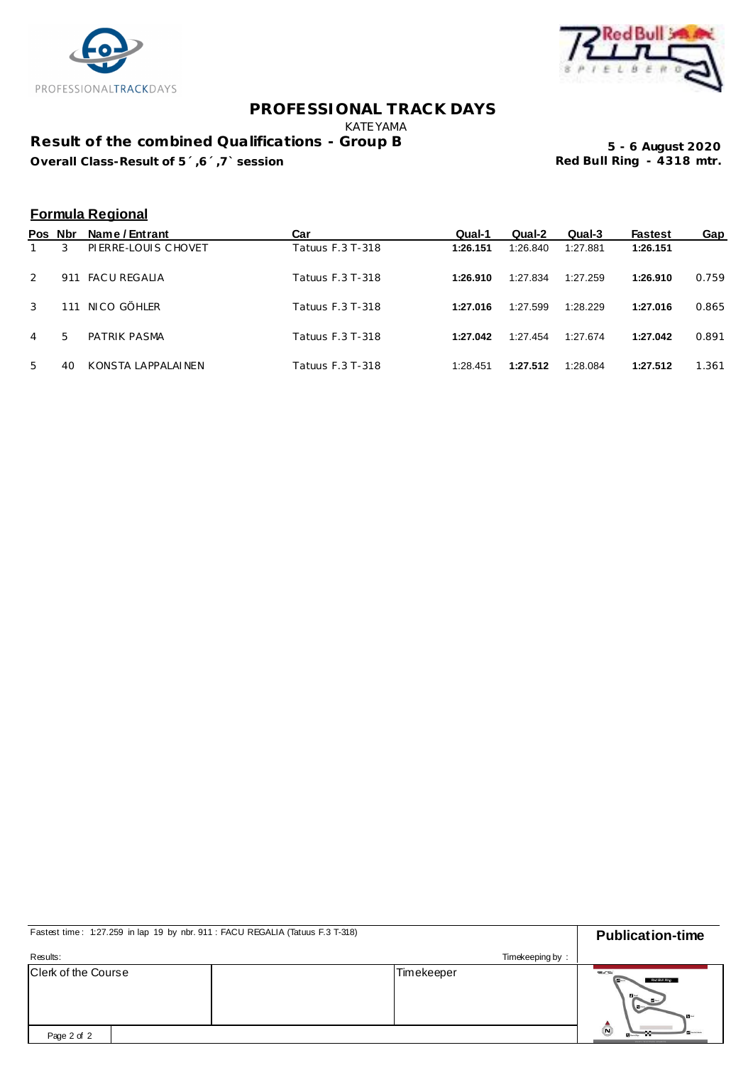# PROFESSIONAL TRACK DAYS

KATEYAMA

**Result of the combined Qualifications - Group B**

**Overall Class-Result of 5´,6´,7` session**

**5 - 6 August 2020**
**Red Bull Ring - 4318 mtr.**

## Formula Regional

| Pos | Nbr | Name / Entrant | Car | Qual-1 | Qual-2 | Qual-3 | Fastest | Gap |
|---|---|---|---|---|---|---|---|---|
| 1 | 3 | PIERRE-LOUIS CHOVET | Tatuus F.3 T-318 | **1:26.151** | 1:26.840 | 1:27.881 | **1:26.151** | |
| 2 | 911 | FACU REGALIA | Tatuus F.3 T-318 | **1:26.910** | 1:27.834 | 1:27.259 | **1:26.910** | 0.759 |
| 3 | 111 | NICO GÖHLER | Tatuus F.3 T-318 | **1:27.016** | 1:27.599 | 1:28.229 | **1:27.016** | 0.865 |
| 4 | 5 | PATRIK PASMA | Tatuus F.3 T-318 | **1:27.042** | 1:27.454 | 1:27.674 | **1:27.042** | 0.891 |
| 5 | 40 | KONSTA LAPPALAINEN | Tatuus F.3 T-318 | 1:28.451 | **1:27.512** | 1:28.084 | **1:27.512** | 1.361 |

Fastest time : 1:27.259 in lap 19 by nbr. 911 : FACU REGALIA (Tatuus F.3 T-318)

**Publication-time**

Results:

Timekeeping by :

| Clerk of the Course | | Timekeeper |
|---|---|---|